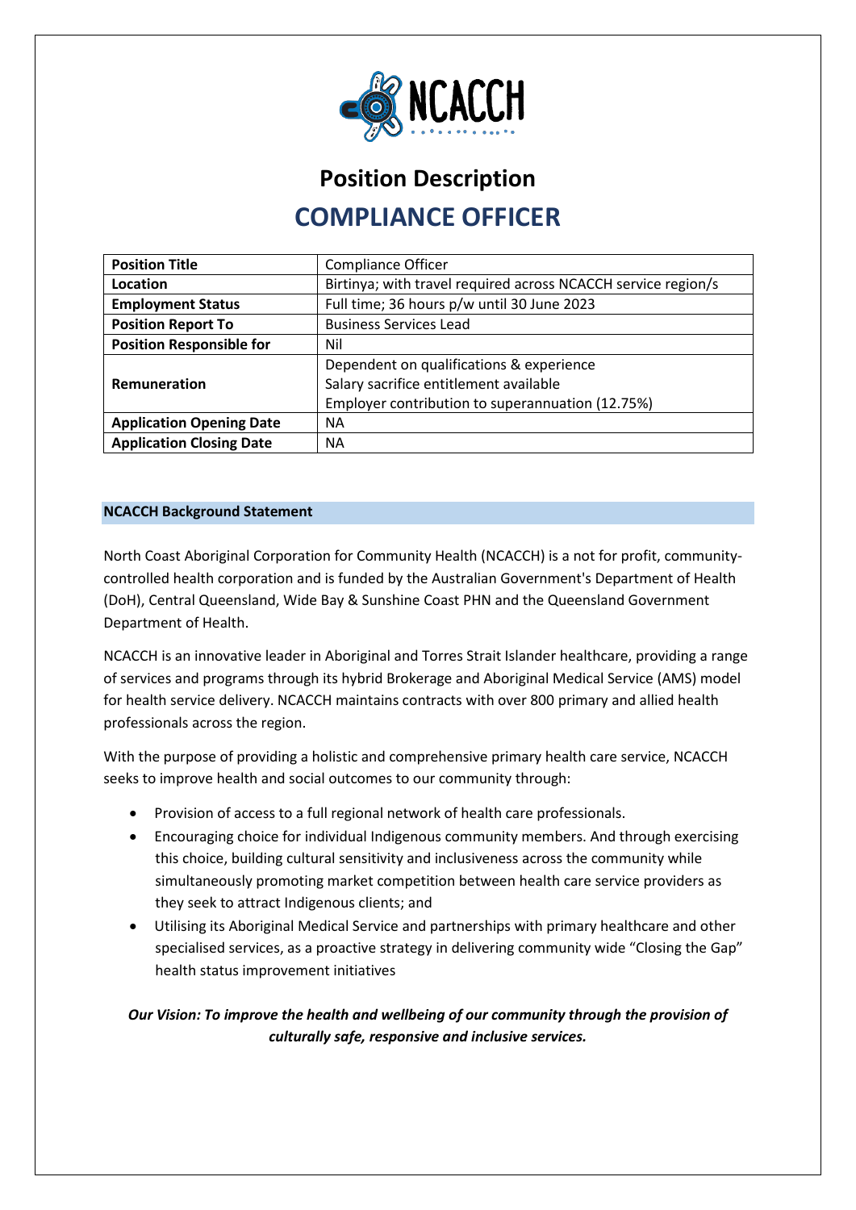# Position Description

## COMPLIANCE OFFICER

| Position Title | Compliance Officer |
|---|---|
| Location | Birtinya; with travel required across NCACCH service region/s |
| Employment Status | Full time; 36 hours p/w until 30 June 2023 |
| Position Report To | Business Services Lead |
| Position Responsible for | Nil |
| Remuneration | Dependent on qualifications & experience<br>Salary sacrifice entitlement available<br>Employer contribution to superannuation (12.75%) |
| Application Opening Date | NA |
| Application Closing Date | NA |

### NCACCH Background Statement

North Coast Aboriginal Corporation for Community Health (NCACCH) is a not for profit, community-controlled health corporation and is funded by the Australian Government's Department of Health (DoH), Central Queensland, Wide Bay & Sunshine Coast PHN and the Queensland Government Department of Health.

NCACCH is an innovative leader in Aboriginal and Torres Strait Islander healthcare, providing a range of services and programs through its hybrid Brokerage and Aboriginal Medical Service (AMS) model for health service delivery. NCACCH maintains contracts with over 800 primary and allied health professionals across the region.

With the purpose of providing a holistic and comprehensive primary health care service, NCACCH seeks to improve health and social outcomes to our community through:

- Provision of access to a full regional network of health care professionals.
- Encouraging choice for individual Indigenous community members. And through exercising this choice, building cultural sensitivity and inclusiveness across the community while simultaneously promoting market competition between health care service providers as they seek to attract Indigenous clients; and
- Utilising its Aboriginal Medical Service and partnerships with primary healthcare and other specialised services, as a proactive strategy in delivering community wide "Closing the Gap" health status improvement initiatives

***Our Vision: To improve the health and wellbeing of our community through the provision of culturally safe, responsive and inclusive services.***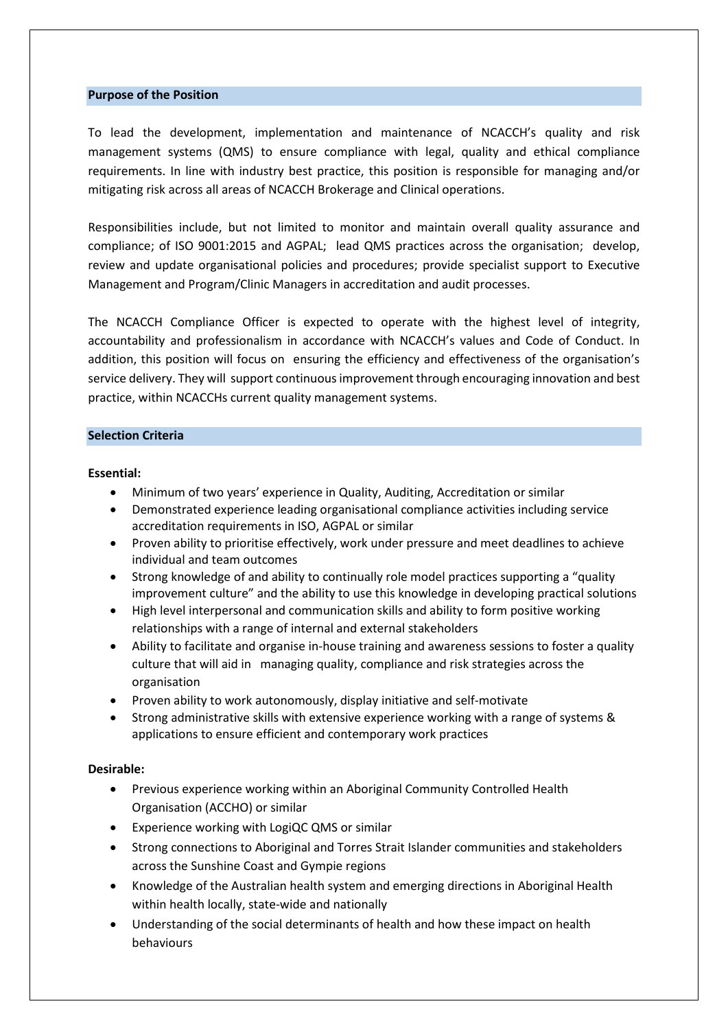## Purpose of the Position

To lead the development, implementation and maintenance of NCACCH's quality and risk management systems (QMS) to ensure compliance with legal, quality and ethical compliance requirements. In line with industry best practice, this position is responsible for managing and/or mitigating risk across all areas of NCACCH Brokerage and Clinical operations.

Responsibilities include, but not limited to monitor and maintain overall quality assurance and compliance; of ISO 9001:2015 and AGPAL; lead QMS practices across the organisation; develop, review and update organisational policies and procedures; provide specialist support to Executive Management and Program/Clinic Managers in accreditation and audit processes.

The NCACCH Compliance Officer is expected to operate with the highest level of integrity, accountability and professionalism in accordance with NCACCH's values and Code of Conduct. In addition, this position will focus on ensuring the efficiency and effectiveness of the organisation's service delivery. They will support continuous improvement through encouraging innovation and best practice, within NCACCHs current quality management systems.

## Selection Criteria

**Essential:**

- Minimum of two years' experience in Quality, Auditing, Accreditation or similar
- Demonstrated experience leading organisational compliance activities including service accreditation requirements in ISO, AGPAL or similar
- Proven ability to prioritise effectively, work under pressure and meet deadlines to achieve individual and team outcomes
- Strong knowledge of and ability to continually role model practices supporting a "quality improvement culture" and the ability to use this knowledge in developing practical solutions
- High level interpersonal and communication skills and ability to form positive working relationships with a range of internal and external stakeholders
- Ability to facilitate and organise in-house training and awareness sessions to foster a quality culture that will aid in managing quality, compliance and risk strategies across the organisation
- Proven ability to work autonomously, display initiative and self-motivate
- Strong administrative skills with extensive experience working with a range of systems & applications to ensure efficient and contemporary work practices

**Desirable:**

- Previous experience working within an Aboriginal Community Controlled Health Organisation (ACCHO) or similar
- Experience working with LogiQC QMS or similar
- Strong connections to Aboriginal and Torres Strait Islander communities and stakeholders across the Sunshine Coast and Gympie regions
- Knowledge of the Australian health system and emerging directions in Aboriginal Health within health locally, state-wide and nationally
- Understanding of the social determinants of health and how these impact on health behaviours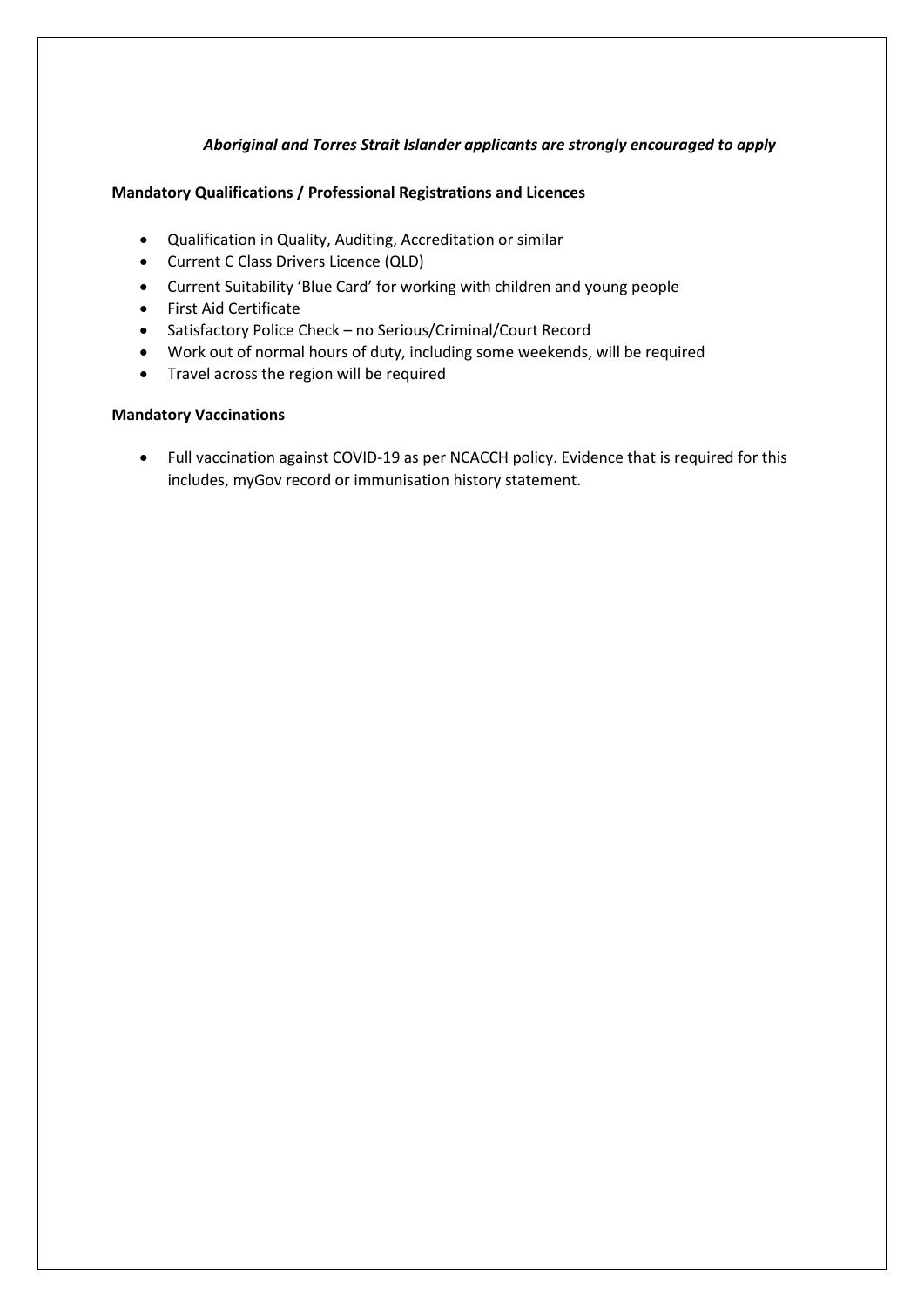*Aboriginal and Torres Strait Islander applicants are strongly encouraged to apply*

**Mandatory Qualifications / Professional Registrations and Licences**

- Qualification in Quality, Auditing, Accreditation or similar
- Current C Class Drivers Licence (QLD)
- Current Suitability 'Blue Card' for working with children and young people
- First Aid Certificate
- Satisfactory Police Check – no Serious/Criminal/Court Record
- Work out of normal hours of duty, including some weekends, will be required
- Travel across the region will be required

**Mandatory Vaccinations**

- Full vaccination against COVID-19 as per NCACCH policy. Evidence that is required for this includes, myGov record or immunisation history statement.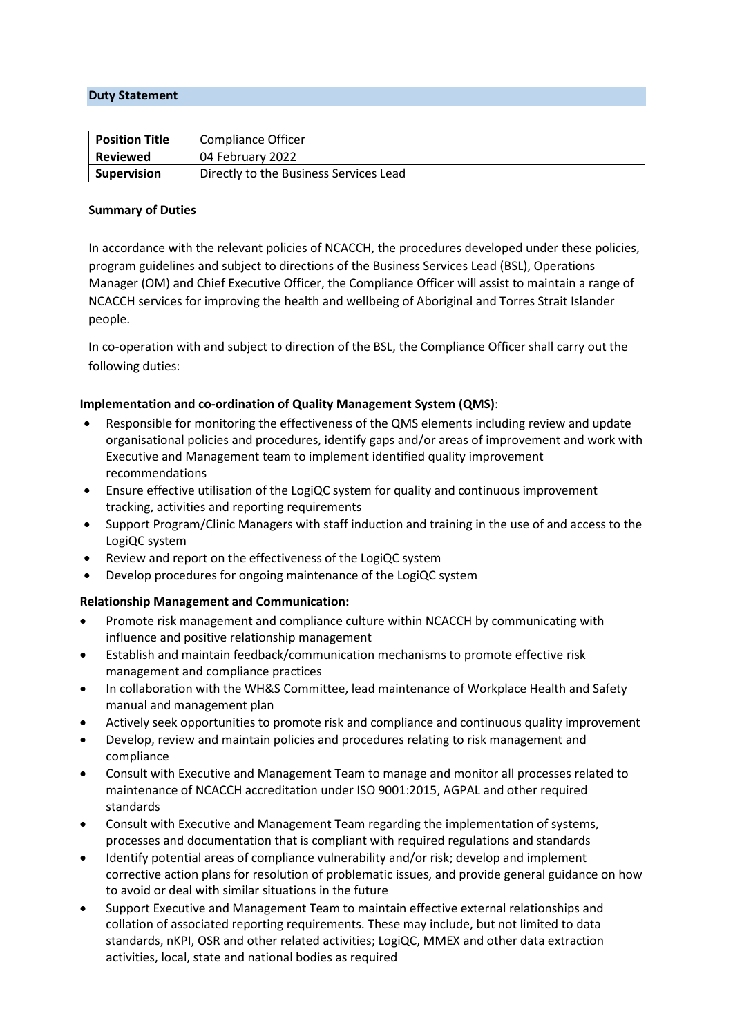## Duty Statement

| Position Title | Compliance Officer |
| --- | --- |
| **Reviewed** | 04 February 2022 |
| **Supervision** | Directly to the Business Services Lead |

**Summary of Duties**

In accordance with the relevant policies of NCACCH, the procedures developed under these policies, program guidelines and subject to directions of the Business Services Lead (BSL), Operations Manager (OM) and Chief Executive Officer, the Compliance Officer will assist to maintain a range of NCACCH services for improving the health and wellbeing of Aboriginal and Torres Strait Islander people.

In co-operation with and subject to direction of the BSL, the Compliance Officer shall carry out the following duties:

**Implementation and co-ordination of Quality Management System (QMS)**:

- Responsible for monitoring the effectiveness of the QMS elements including review and update organisational policies and procedures, identify gaps and/or areas of improvement and work with Executive and Management team to implement identified quality improvement recommendations
- Ensure effective utilisation of the LogiQC system for quality and continuous improvement tracking, activities and reporting requirements
- Support Program/Clinic Managers with staff induction and training in the use of and access to the LogiQC system
- Review and report on the effectiveness of the LogiQC system
- Develop procedures for ongoing maintenance of the LogiQC system

**Relationship Management and Communication:**

- Promote risk management and compliance culture within NCACCH by communicating with influence and positive relationship management
- Establish and maintain feedback/communication mechanisms to promote effective risk management and compliance practices
- In collaboration with the WH&S Committee, lead maintenance of Workplace Health and Safety manual and management plan
- Actively seek opportunities to promote risk and compliance and continuous quality improvement
- Develop, review and maintain policies and procedures relating to risk management and compliance
- Consult with Executive and Management Team to manage and monitor all processes related to maintenance of NCACCH accreditation under ISO 9001:2015, AGPAL and other required standards
- Consult with Executive and Management Team regarding the implementation of systems, processes and documentation that is compliant with required regulations and standards
- Identify potential areas of compliance vulnerability and/or risk; develop and implement corrective action plans for resolution of problematic issues, and provide general guidance on how to avoid or deal with similar situations in the future
- Support Executive and Management Team to maintain effective external relationships and collation of associated reporting requirements. These may include, but not limited to data standards, nKPI, OSR and other related activities; LogiQC, MMEX and other data extraction activities, local, state and national bodies as required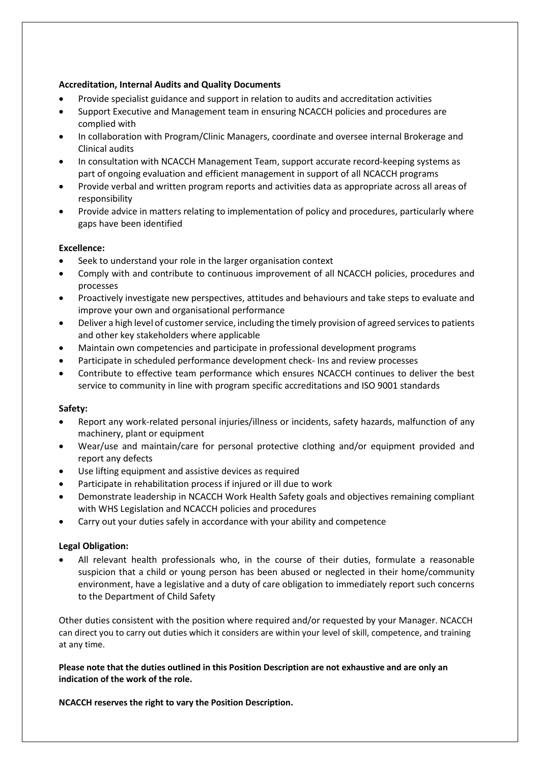**Accreditation, Internal Audits and Quality Documents**

- Provide specialist guidance and support in relation to audits and accreditation activities
- Support Executive and Management team in ensuring NCACCH policies and procedures are complied with
- In collaboration with Program/Clinic Managers, coordinate and oversee internal Brokerage and Clinical audits
- In consultation with NCACCH Management Team, support accurate record-keeping systems as part of ongoing evaluation and efficient management in support of all NCACCH programs
- Provide verbal and written program reports and activities data as appropriate across all areas of responsibility
- Provide advice in matters relating to implementation of policy and procedures, particularly where gaps have been identified

**Excellence:**

- Seek to understand your role in the larger organisation context
- Comply with and contribute to continuous improvement of all NCACCH policies, procedures and processes
- Proactively investigate new perspectives, attitudes and behaviours and take steps to evaluate and improve your own and organisational performance
- Deliver a high level of customer service, including the timely provision of agreed services to patients and other key stakeholders where applicable
- Maintain own competencies and participate in professional development programs
- Participate in scheduled performance development check- Ins and review processes
- Contribute to effective team performance which ensures NCACCH continues to deliver the best service to community in line with program specific accreditations and ISO 9001 standards

**Safety:**

- Report any work-related personal injuries/illness or incidents, safety hazards, malfunction of any machinery, plant or equipment
- Wear/use and maintain/care for personal protective clothing and/or equipment provided and report any defects
- Use lifting equipment and assistive devices as required
- Participate in rehabilitation process if injured or ill due to work
- Demonstrate leadership in NCACCH Work Health Safety goals and objectives remaining compliant with WHS Legislation and NCACCH policies and procedures
- Carry out your duties safely in accordance with your ability and competence

**Legal Obligation:**

- All relevant health professionals who, in the course of their duties, formulate a reasonable suspicion that a child or young person has been abused or neglected in their home/community environment, have a legislative and a duty of care obligation to immediately report such concerns to the Department of Child Safety

Other duties consistent with the position where required and/or requested by your Manager. NCACCH can direct you to carry out duties which it considers are within your level of skill, competence, and training at any time.

**Please note that the duties outlined in this Position Description are not exhaustive and are only an indication of the work of the role.**

**NCACCH reserves the right to vary the Position Description.**